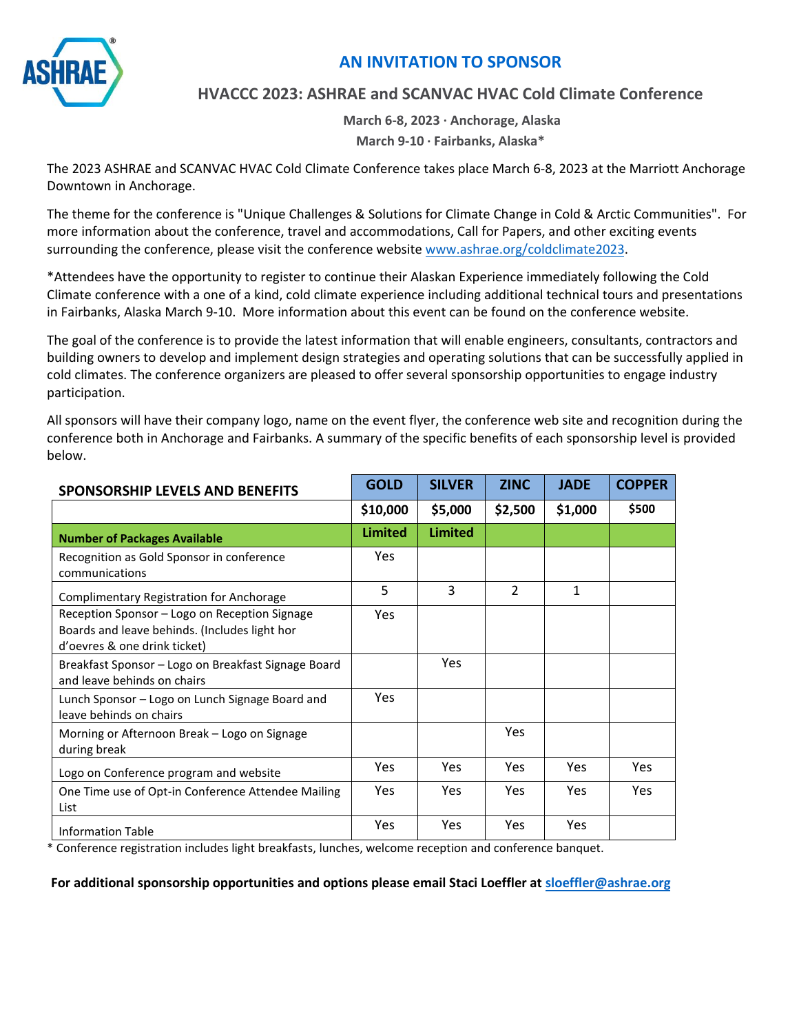# AN INVITATION TO SPONSOR

## HVACCC 2023: ASHRAE and SCANVAC HVAC Cold Climate Conference

**March 6-8, 2023 · Anchorage, Alaska**

**March 9-10 · Fairbanks, Alaska***

The 2023 ASHRAE and SCANVAC HVAC Cold Climate Conference takes place March 6-8, 2023 at the Marriott Anchorage Downtown in Anchorage.

The theme for the conference is "Unique Challenges & Solutions for Climate Change in Cold & Arctic Communities". For more information about the conference, travel and accommodations, Call for Papers, and other exciting events surrounding the conference, please visit the conference website www.ashrae.org/coldclimate2023.

*Attendees have the opportunity to register to continue their Alaskan Experience immediately following the Cold Climate conference with a one of a kind, cold climate experience including additional technical tours and presentations in Fairbanks, Alaska March 9-10. More information about this event can be found on the conference website.

The goal of the conference is to provide the latest information that will enable engineers, consultants, contractors and building owners to develop and implement design strategies and operating solutions that can be successfully applied in cold climates. The conference organizers are pleased to offer several sponsorship opportunities to engage industry participation.

All sponsors will have their company logo, name on the event flyer, the conference web site and recognition during the conference both in Anchorage and Fairbanks. A summary of the specific benefits of each sponsorship level is provided below.

| SPONSORSHIP LEVELS AND BENEFITS | GOLD | SILVER | ZINC | JADE | COPPER |
|---|---|---|---|---|---|
| | $10,000 | $5,000 | $2,500 | $1,000 | $500 |
| **Number of Packages Available** | **Limited** | **Limited** | | | |
| Recognition as Gold Sponsor in conference communications | Yes | | | | |
| Complimentary Registration for Anchorage | 5 | 3 | 2 | 1 | |
| Reception Sponsor – Logo on Reception Signage Boards and leave behinds. (Includes light hor d'oevres & one drink ticket) | Yes | | | | |
| Breakfast Sponsor – Logo on Breakfast Signage Board and leave behinds on chairs | | Yes | | | |
| Lunch Sponsor – Logo on Lunch Signage Board and leave behinds on chairs | Yes | | | | |
| Morning or Afternoon Break – Logo on Signage during break | | | Yes | | |
| Logo on Conference program and website | Yes | Yes | Yes | Yes | Yes |
| One Time use of Opt-in Conference Attendee Mailing List | Yes | Yes | Yes | Yes | Yes |
| Information Table | Yes | Yes | Yes | Yes | |

* Conference registration includes light breakfasts, lunches, welcome reception and conference banquet.

**For additional sponsorship opportunities and options please email Staci Loeffler at sloeffler@ashrae.org**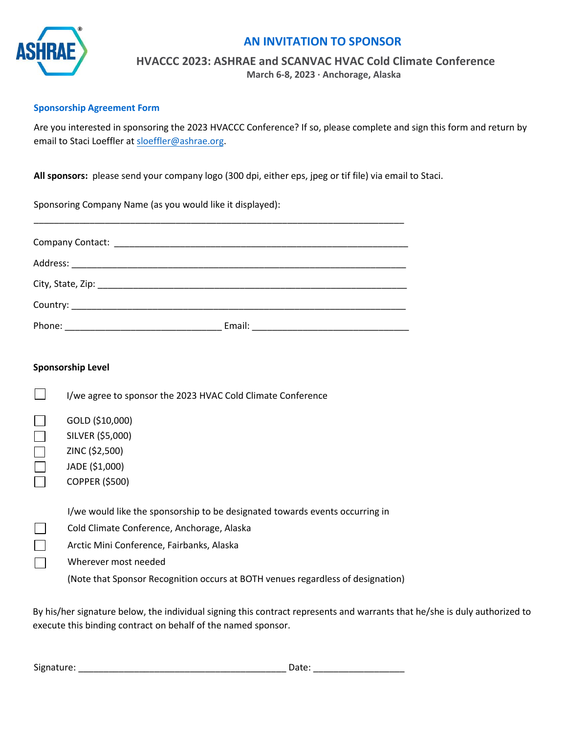## AN INVITATION TO SPONSOR

### HVACCC 2023: ASHRAE and SCANVAC HVAC Cold Climate Conference

**March 6-8, 2023 · Anchorage, Alaska**

### Sponsorship Agreement Form

Are you interested in sponsoring the 2023 HVACCC Conference? If so, please complete and sign this form and return by email to Staci Loeffler at sloeffler@ashrae.org.

**All sponsors:** please send your company logo (300 dpi, either eps, jpeg or tif file) via email to Staci.

Sponsoring Company Name (as you would like it displayed):

___________________________________________________________________________

Company Contact: ___________________________________________________________

Address: ___________________________________________________________________

City, State, Zip: _____________________________________________________________

Country: ___________________________________________________________________

Phone: _______________________________ Email: _______________________________

**Sponsorship Level**

☐ I/we agree to sponsor the 2023 HVAC Cold Climate Conference

☐ GOLD ($10,000)
☐ SILVER ($5,000)
☐ ZINC ($2,500)
☐ JADE ($1,000)
☐ COPPER ($500)

I/we would like the sponsorship to be designated towards events occurring in

☐ Cold Climate Conference, Anchorage, Alaska
☐ Arctic Mini Conference, Fairbanks, Alaska
☐ Wherever most needed

(Note that Sponsor Recognition occurs at BOTH venues regardless of designation)

By his/her signature below, the individual signing this contract represents and warrants that he/she is duly authorized to execute this binding contract on behalf of the named sponsor.

Signature: __________________________________________ Date: __________________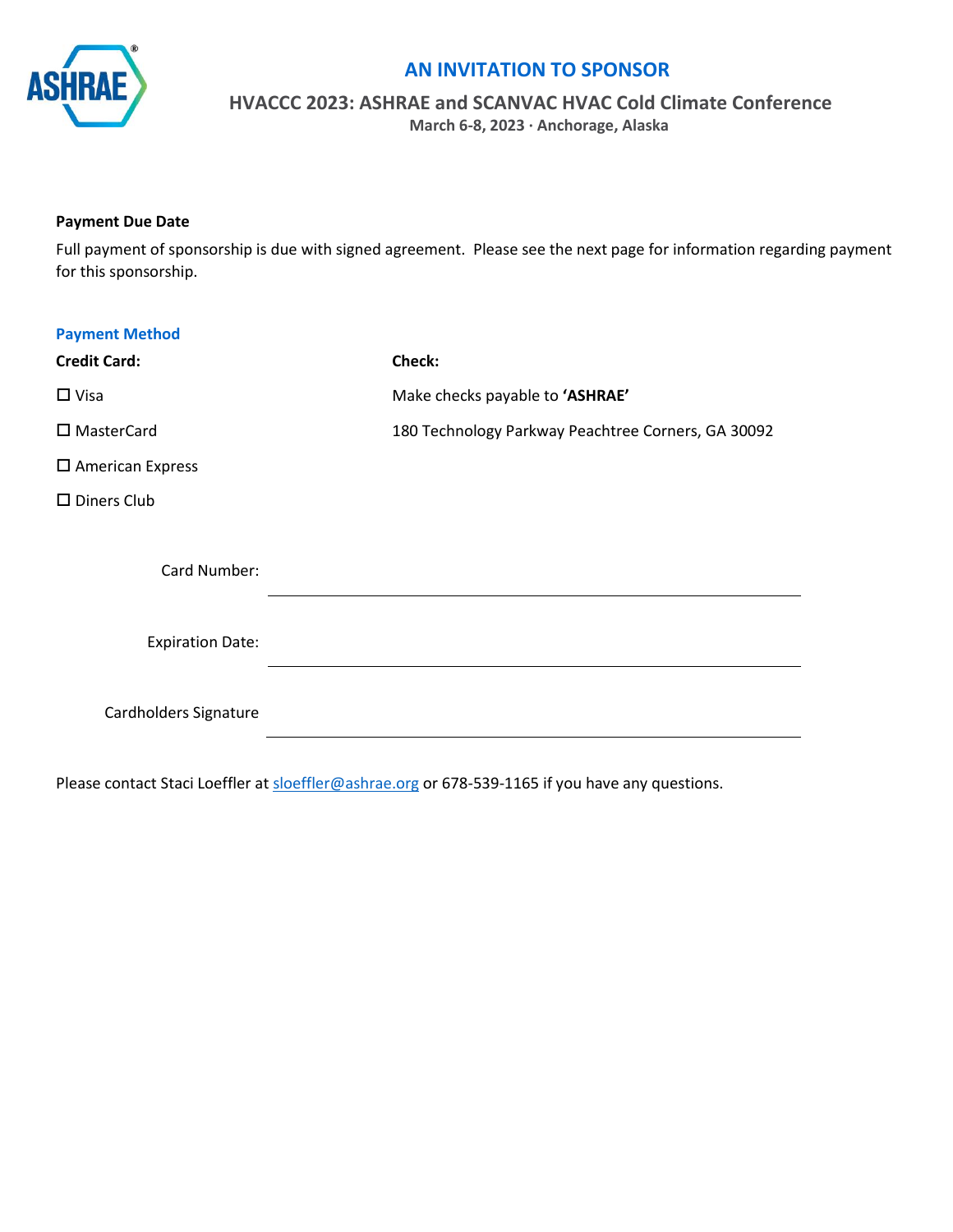# AN INVITATION TO SPONSOR

## HVACCC 2023: ASHRAE and SCANVAC HVAC Cold Climate Conference

**March 6-8, 2023 · Anchorage, Alaska**

**Payment Due Date**

Full payment of sponsorship is due with signed agreement. Please see the next page for information regarding payment for this sponsorship.

### Payment Method

**Credit Card:**

☐ Visa

☐ MasterCard

☐ American Express

☐ Diners Club

**Check:**

Make checks payable to **'ASHRAE'**

180 Technology Parkway Peachtree Corners, GA 30092

Card Number: \_\_\_\_\_\_\_\_\_\_\_\_\_\_\_\_\_\_\_\_\_\_\_\_\_\_\_\_\_\_\_\_\_\_\_\_

Expiration Date: \_\_\_\_\_\_\_\_\_\_\_\_\_\_\_\_\_\_\_\_\_\_\_\_\_\_\_\_\_\_\_\_\_\_\_\_

Cardholders Signature \_\_\_\_\_\_\_\_\_\_\_\_\_\_\_\_\_\_\_\_\_\_\_\_\_\_\_\_\_\_\_\_\_\_\_\_

Please contact Staci Loeffler at sloeffler@ashrae.org or 678-539-1165 if you have any questions.